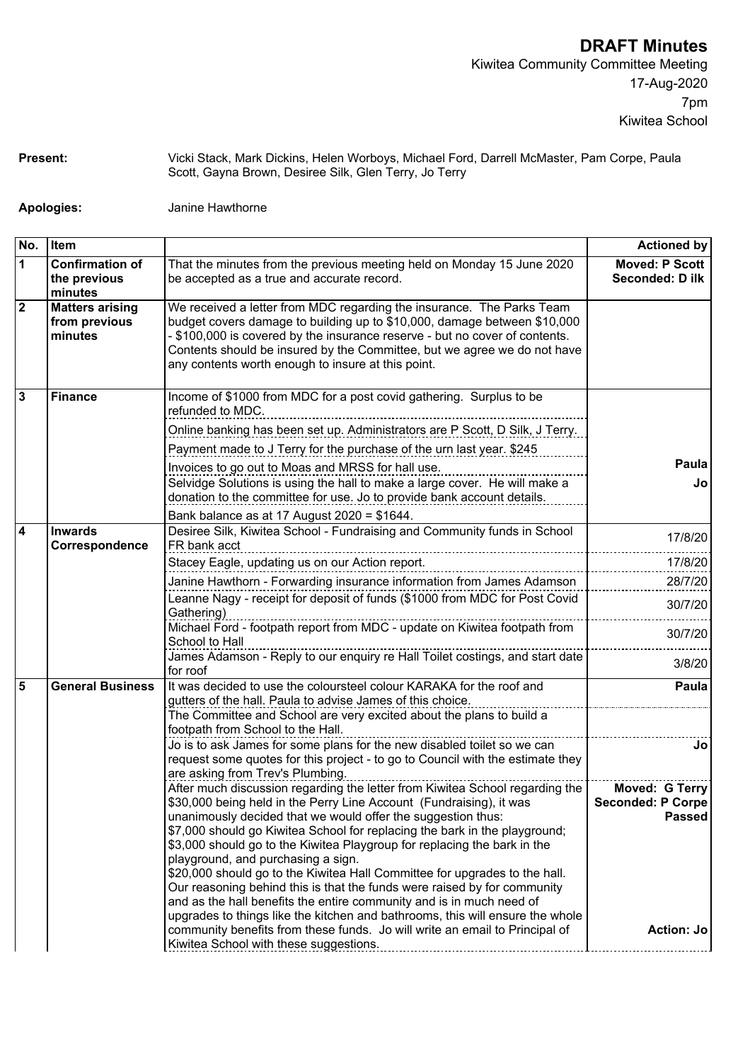# DRAFT Minutes

Kiwitea Community Committee Meeting
17-Aug-2020
7pm
Kiwitea School

**Present:** Vicki Stack, Mark Dickins, Helen Worboys, Michael Ford, Darrell McMaster, Pam Corpe, Paula Scott, Gayna Brown, Desiree Silk, Glen Terry, Jo Terry

**Apologies:** Janine Hawthorne

| No. | Item | | Actioned by |
|---|---|---|---|
| 1 | **Confirmation of the previous minutes** | That the minutes from the previous meeting held on Monday 15 June 2020 be accepted as a true and accurate record. | **Moved: P Scott Seconded: D ilk** |
| 2 | **Matters arising from previous minutes** | We received a letter from MDC regarding the insurance. The Parks Team budget covers damage to building up to $10,000, damage between $10,000 - $100,000 is covered by the insurance reserve - but no cover of contents. Contents should be insured by the Committee, but we agree we do not have any contents worth enough to insure at this point. | |
| 3 | **Finance** | Income of $1000 from MDC for a post covid gathering. Surplus to be refunded to MDC. | |
| | | Online banking has been set up. Administrators are P Scott, D Silk, J Terry. | |
| | | Payment made to J Terry for the purchase of the urn last year. $245 | |
| | | Invoices to go out to Moas and MRSS for hall use. | **Paula** |
| | | Selvidge Solutions is using the hall to make a large cover. He will make a donation to the committee for use. Jo to provide bank account details. | **Jo** |
| | | Bank balance as at 17 August 2020 = $1644. | |
| 4 | **Inwards Correspondence** | Desiree Silk, Kiwitea School - Fundraising and Community funds in School FR bank acct | 17/8/20 |
| | | Stacey Eagle, updating us on our Action report. | 17/8/20 |
| | | Janine Hawthorn - Forwarding insurance information from James Adamson | 28/7/20 |
| | | Leanne Nagy - receipt for deposit of funds ($1000 from MDC for Post Covid Gathering) | 30/7/20 |
| | | Michael Ford - footpath report from MDC - update on Kiwitea footpath from School to Hall | 30/7/20 |
| | | James Adamson - Reply to our enquiry re Hall Toilet costings, and start date for roof | 3/8/20 |
| 5 | **General Business** | It was decided to use the coloursteel colour KARAKA for the roof and gutters of the hall. Paula to advise James of this choice. | **Paula** |
| | | The Committee and School are very excited about the plans to build a footpath from School to the Hall. | |
| | | Jo is to ask James for some plans for the new disabled toilet so we can request some quotes for this project - to go to Council with the estimate they are asking from Trev's Plumbing. | **Jo** |
| | | After much discussion regarding the letter from Kiwitea School regarding the $30,000 being held in the Perry Line Account (Fundraising), it was unanimously decided that we would offer the suggestion thus: $7,000 should go Kiwitea School for replacing the bark in the playground; $3,000 should go to the Kiwitea Playgroup for replacing the bark in the playground, and purchasing a sign. $20,000 should go to the Kiwitea Hall Committee for upgrades to the hall. Our reasoning behind this is that the funds were raised by for community and as the hall benefits the entire community and is in much need of upgrades to things like the kitchen and bathrooms, this will ensure the whole community benefits from these funds. Jo will write an email to Principal of Kiwitea School with these suggestions. | **Moved: G Terry Seconded: P Corpe Passed** **Action: Jo** |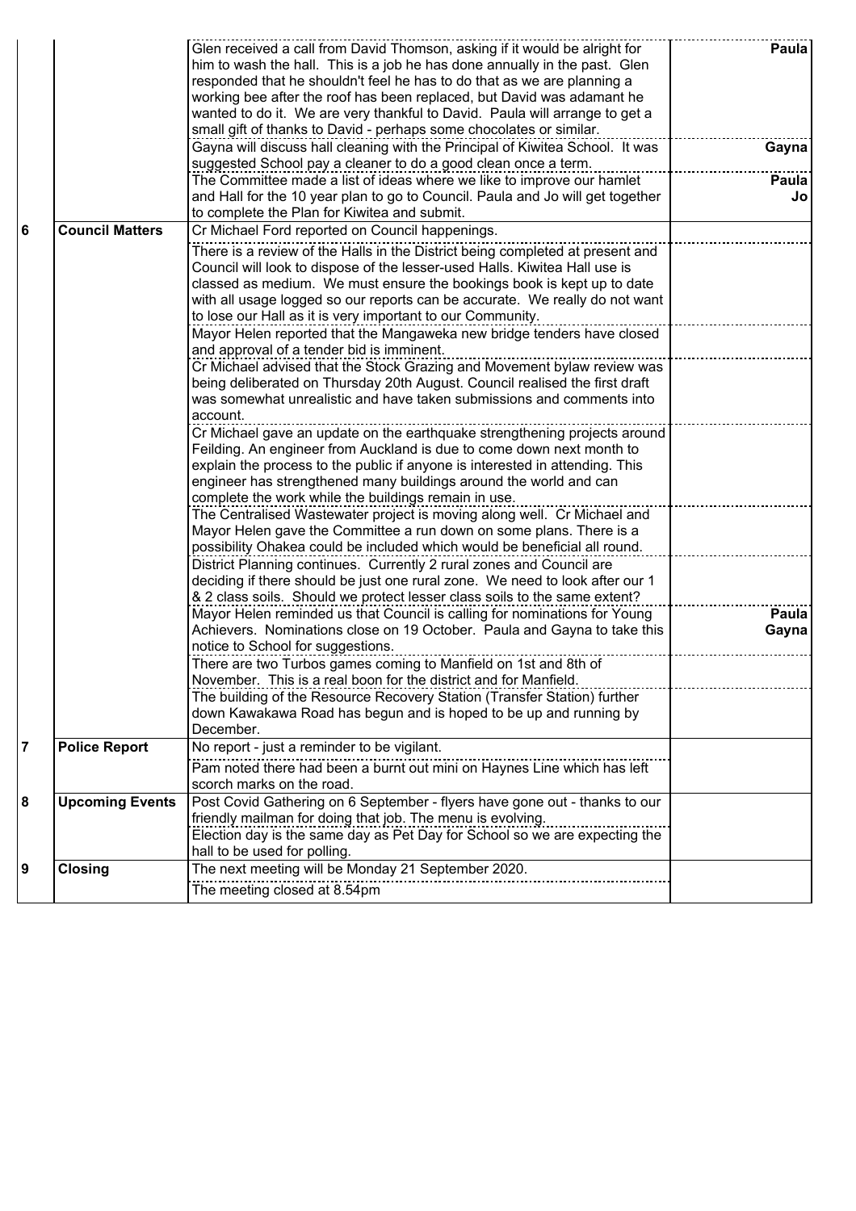| | | | |
|---|---|---|---|
| | | Glen received a call from David Thomson, asking if it would be alright for him to wash the hall. This is a job he has done annually in the past. Glen responded that he shouldn't feel he has to do that as we are planning a working bee after the roof has been replaced, but David was adamant he wanted to do it. We are very thankful to David. Paula will arrange to get a small gift of thanks to David - perhaps some chocolates or similar. | **Paula** |
| | | Gayna will discuss hall cleaning with the Principal of Kiwitea School. It was suggested School pay a cleaner to do a good clean once a term. | **Gayna** |
| | | The Committee made a list of ideas where we like to improve our hamlet and Hall for the 10 year plan to go to Council. Paula and Jo will get together to complete the Plan for Kiwitea and submit. | **Paula Jo** |
| **6** | **Council Matters** | Cr Michael Ford reported on Council happenings. | |
| | | There is a review of the Halls in the District being completed at present and Council will look to dispose of the lesser-used Halls. Kiwitea Hall use is classed as medium. We must ensure the bookings book is kept up to date with all usage logged so our reports can be accurate. We really do not want to lose our Hall as it is very important to our Community. | |
| | | Mayor Helen reported that the Mangaweka new bridge tenders have closed and approval of a tender bid is imminent. | |
| | | Cr Michael advised that the Stock Grazing and Movement bylaw review was being deliberated on Thursday 20th August. Council realised the first draft was somewhat unrealistic and have taken submissions and comments into account. | |
| | | Cr Michael gave an update on the earthquake strengthening projects around Feilding. An engineer from Auckland is due to come down next month to explain the process to the public if anyone is interested in attending. This engineer has strengthened many buildings around the world and can complete the work while the buildings remain in use. | |
| | | The Centralised Wastewater project is moving along well. Cr Michael and Mayor Helen gave the Committee a run down on some plans. There is a possibility Ohakea could be included which would be beneficial all round. | |
| | | District Planning continues. Currently 2 rural zones and Council are deciding if there should be just one rural zone. We need to look after our 1 & 2 class soils. Should we protect lesser class soils to the same extent? | |
| | | Mayor Helen reminded us that Council is calling for nominations for Young Achievers. Nominations close on 19 October. Paula and Gayna to take this notice to School for suggestions. | **Paula Gayna** |
| | | There are two Turbos games coming to Manfield on 1st and 8th of November. This is a real boon for the district and for Manfield. | |
| | | The building of the Resource Recovery Station (Transfer Station) further down Kawakawa Road has begun and is hoped to be up and running by December. | |
| **7** | **Police Report** | No report - just a reminder to be vigilant. | |
| | | Pam noted there had been a burnt out mini on Haynes Line which has left scorch marks on the road. | |
| **8** | **Upcoming Events** | Post Covid Gathering on 6 September - flyers have gone out - thanks to our friendly mailman for doing that job. The menu is evolving. | |
| | | Election day is the same day as Pet Day for School so we are expecting the hall to be used for polling. | |
| **9** | **Closing** | The next meeting will be Monday 21 September 2020. | |
| | | The meeting closed at 8.54pm | |